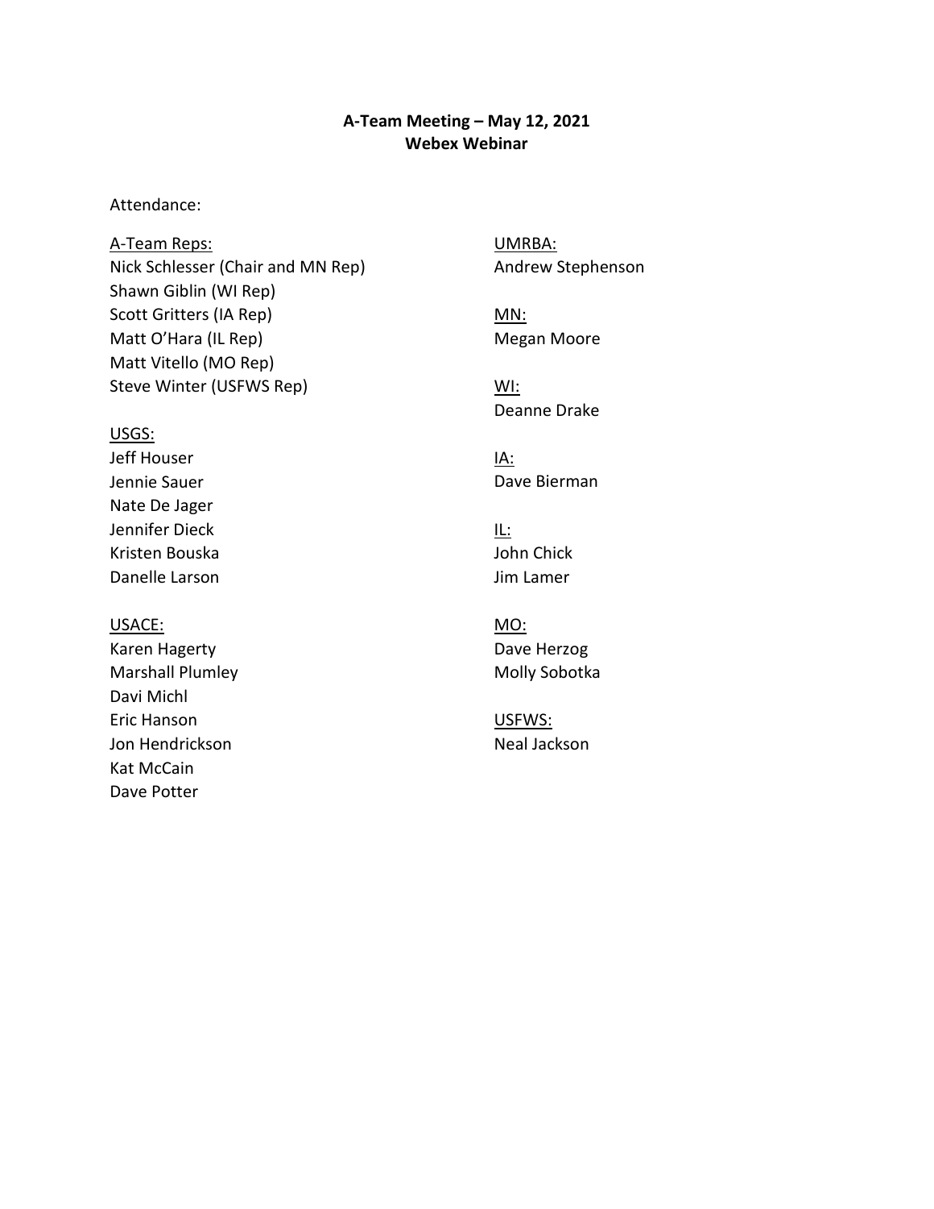**A-Team Meeting – May 12, 2021**
**Webex Webinar**

Attendance:

A-Team Reps:
Nick Schlesser (Chair and MN Rep)
Shawn Giblin (WI Rep)
Scott Gritters (IA Rep)
Matt O'Hara (IL Rep)
Matt Vitello (MO Rep)
Steve Winter (USFWS Rep)

USGS:
Jeff Houser
Jennie Sauer
Nate De Jager
Jennifer Dieck
Kristen Bouska
Danelle Larson

USACE:
Karen Hagerty
Marshall Plumley
Davi Michl
Eric Hanson
Jon Hendrickson
Kat McCain
Dave Potter

UMRBA:
Andrew Stephenson

MN:
Megan Moore

WI:
Deanne Drake

IA:
Dave Bierman

IL:
John Chick
Jim Lamer

MO:
Dave Herzog
Molly Sobotka

USFWS:
Neal Jackson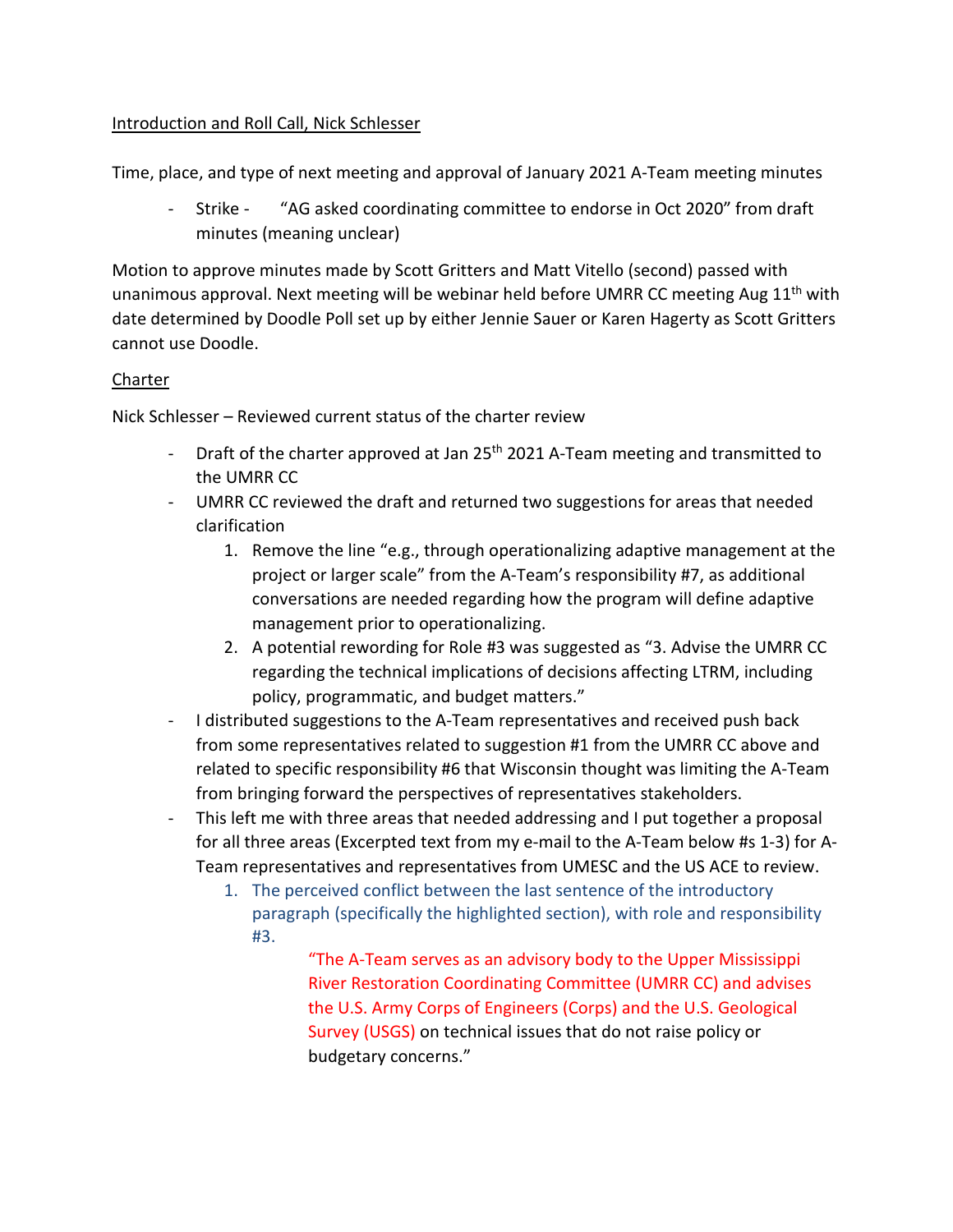Introduction and Roll Call, Nick Schlesser

Time, place, and type of next meeting and approval of January 2021 A-Team meeting minutes

- Strike - "AG asked coordinating committee to endorse in Oct 2020" from draft minutes (meaning unclear)

Motion to approve minutes made by Scott Gritters and Matt Vitello (second) passed with unanimous approval. Next meeting will be webinar held before UMRR CC meeting Aug 11th with date determined by Doodle Poll set up by either Jennie Sauer or Karen Hagerty as Scott Gritters cannot use Doodle.

Charter

Nick Schlesser – Reviewed current status of the charter review

- Draft of the charter approved at Jan 25th 2021 A-Team meeting and transmitted to the UMRR CC
- UMRR CC reviewed the draft and returned two suggestions for areas that needed clarification
    1. Remove the line "e.g., through operationalizing adaptive management at the project or larger scale" from the A-Team's responsibility #7, as additional conversations are needed regarding how the program will define adaptive management prior to operationalizing.
    2. A potential rewording for Role #3 was suggested as "3. Advise the UMRR CC regarding the technical implications of decisions affecting LTRM, including policy, programmatic, and budget matters."
- I distributed suggestions to the A-Team representatives and received push back from some representatives related to suggestion #1 from the UMRR CC above and related to specific responsibility #6 that Wisconsin thought was limiting the A-Team from bringing forward the perspectives of representatives stakeholders.
- This left me with three areas that needed addressing and I put together a proposal for all three areas (Excerpted text from my e-mail to the A-Team below #s 1-3) for A-Team representatives and representatives from UMESC and the US ACE to review.
    1. The perceived conflict between the last sentence of the introductory paragraph (specifically the highlighted section), with role and responsibility #3.

        "The A-Team serves as an advisory body to the Upper Mississippi River Restoration Coordinating Committee (UMRR CC) and advises the U.S. Army Corps of Engineers (Corps) and the U.S. Geological Survey (USGS) on technical issues that do not raise policy or budgetary concerns."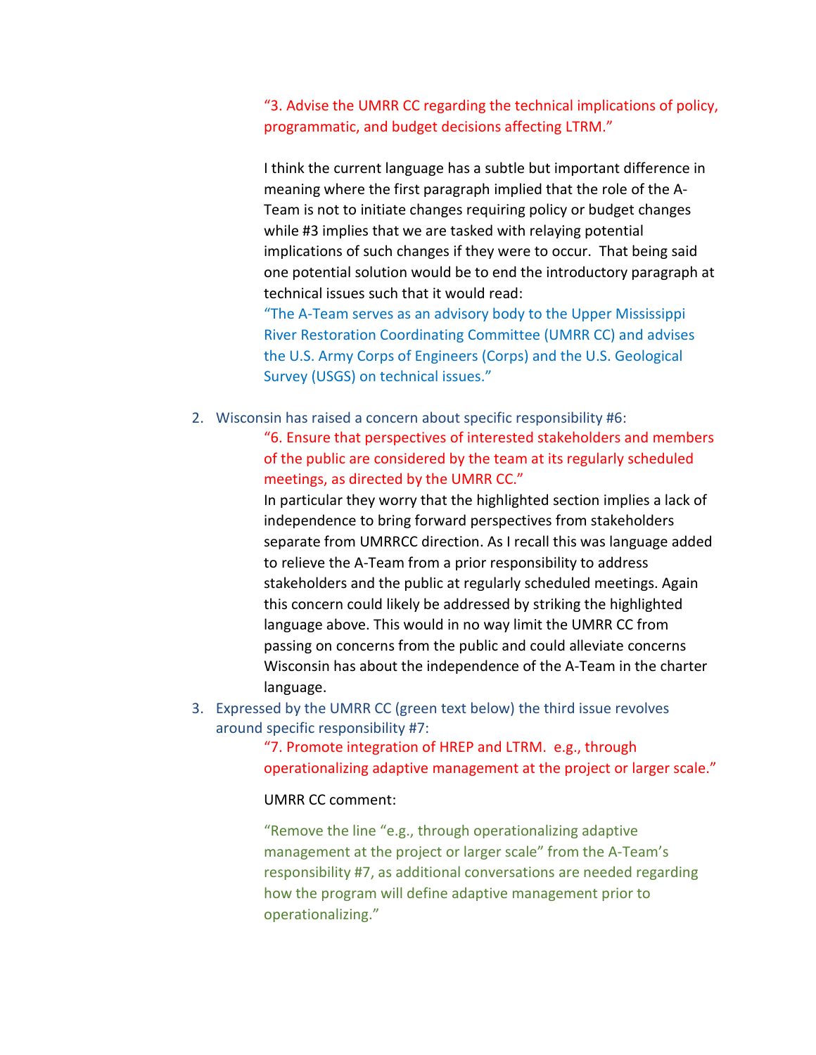"3. Advise the UMRR CC regarding the technical implications of policy, programmatic, and budget decisions affecting LTRM."

I think the current language has a subtle but important difference in meaning where the first paragraph implied that the role of the A-Team is not to initiate changes requiring policy or budget changes while #3 implies that we are tasked with relaying potential implications of such changes if they were to occur. That being said one potential solution would be to end the introductory paragraph at technical issues such that it would read:

"The A-Team serves as an advisory body to the Upper Mississippi River Restoration Coordinating Committee (UMRR CC) and advises the U.S. Army Corps of Engineers (Corps) and the U.S. Geological Survey (USGS) on technical issues."

2. Wisconsin has raised a concern about specific responsibility #6:

   "6. Ensure that perspectives of interested stakeholders and members of the public are considered by the team at its regularly scheduled meetings, as directed by the UMRR CC."

   In particular they worry that the highlighted section implies a lack of independence to bring forward perspectives from stakeholders separate from UMRRCC direction. As I recall this was language added to relieve the A-Team from a prior responsibility to address stakeholders and the public at regularly scheduled meetings. Again this concern could likely be addressed by striking the highlighted language above. This would in no way limit the UMRR CC from passing on concerns from the public and could alleviate concerns Wisconsin has about the independence of the A-Team in the charter language.

3. Expressed by the UMRR CC (green text below) the third issue revolves around specific responsibility #7:

   "7. Promote integration of HREP and LTRM. e.g., through operationalizing adaptive management at the project or larger scale."

   UMRR CC comment:

   "Remove the line "e.g., through operationalizing adaptive management at the project or larger scale" from the A-Team's responsibility #7, as additional conversations are needed regarding how the program will define adaptive management prior to operationalizing."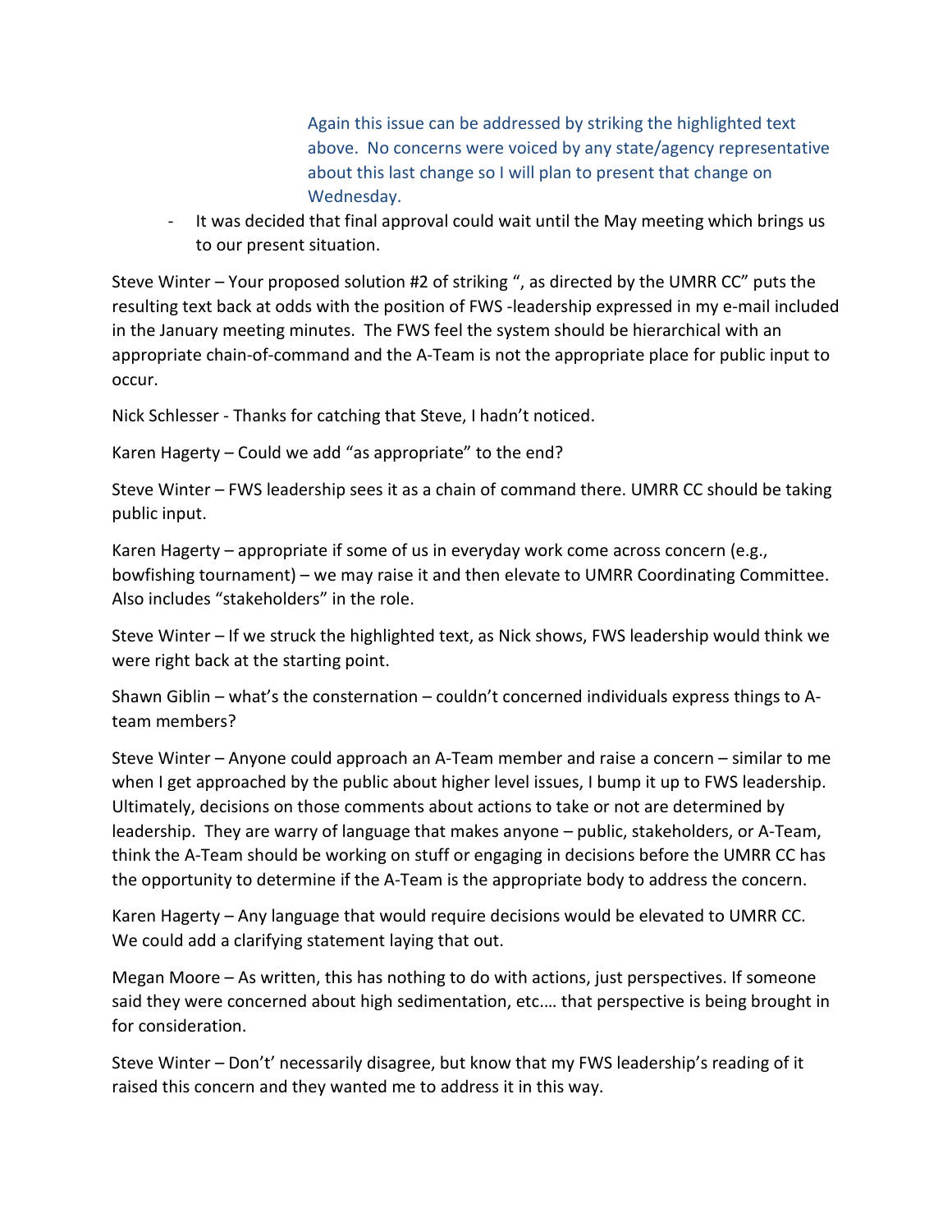Again this issue can be addressed by striking the highlighted text above. No concerns were voiced by any state/agency representative about this last change so I will plan to present that change on Wednesday.

- It was decided that final approval could wait until the May meeting which brings us to our present situation.

Steve Winter – Your proposed solution #2 of striking ", as directed by the UMRR CC" puts the resulting text back at odds with the position of FWS -leadership expressed in my e-mail included in the January meeting minutes. The FWS feel the system should be hierarchical with an appropriate chain-of-command and the A-Team is not the appropriate place for public input to occur.

Nick Schlesser - Thanks for catching that Steve, I hadn't noticed.

Karen Hagerty – Could we add "as appropriate" to the end?

Steve Winter – FWS leadership sees it as a chain of command there. UMRR CC should be taking public input.

Karen Hagerty – appropriate if some of us in everyday work come across concern (e.g., bowfishing tournament) – we may raise it and then elevate to UMRR Coordinating Committee. Also includes "stakeholders" in the role.

Steve Winter – If we struck the highlighted text, as Nick shows, FWS leadership would think we were right back at the starting point.

Shawn Giblin – what's the consternation – couldn't concerned individuals express things to A-team members?

Steve Winter – Anyone could approach an A-Team member and raise a concern – similar to me when I get approached by the public about higher level issues, I bump it up to FWS leadership. Ultimately, decisions on those comments about actions to take or not are determined by leadership. They are warry of language that makes anyone – public, stakeholders, or A-Team, think the A-Team should be working on stuff or engaging in decisions before the UMRR CC has the opportunity to determine if the A-Team is the appropriate body to address the concern.

Karen Hagerty – Any language that would require decisions would be elevated to UMRR CC. We could add a clarifying statement laying that out.

Megan Moore – As written, this has nothing to do with actions, just perspectives. If someone said they were concerned about high sedimentation, etc.… that perspective is being brought in for consideration.

Steve Winter – Don't' necessarily disagree, but know that my FWS leadership's reading of it raised this concern and they wanted me to address it in this way.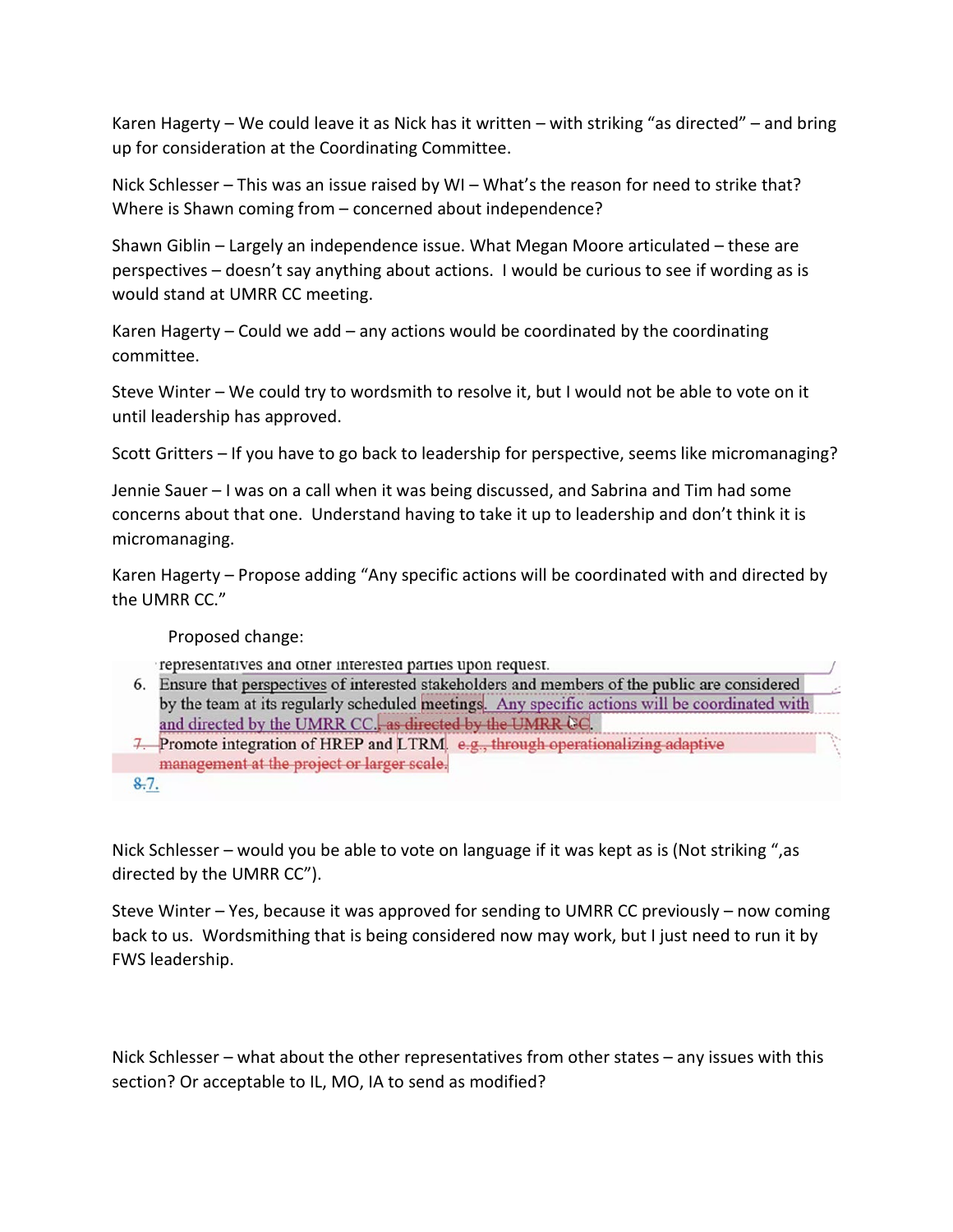Karen Hagerty – We could leave it as Nick has it written – with striking "as directed" – and bring up for consideration at the Coordinating Committee.

Nick Schlesser – This was an issue raised by WI – What's the reason for need to strike that? Where is Shawn coming from – concerned about independence?

Shawn Giblin – Largely an independence issue. What Megan Moore articulated – these are perspectives – doesn't say anything about actions. I would be curious to see if wording as is would stand at UMRR CC meeting.

Karen Hagerty – Could we add – any actions would be coordinated by the coordinating committee.

Steve Winter – We could try to wordsmith to resolve it, but I would not be able to vote on it until leadership has approved.

Scott Gritters – If you have to go back to leadership for perspective, seems like micromanaging?

Jennie Sauer – I was on a call when it was being discussed, and Sabrina and Tim had some concerns about that one. Understand having to take it up to leadership and don't think it is micromanaging.

Karen Hagerty – Propose adding "Any specific actions will be coordinated with and directed by the UMRR CC."

Proposed change:

representatives and other interested parties upon request.

6. Ensure that perspectives of interested stakeholders and members of the public are considered by the team at its regularly scheduled meetings. Any specific actions will be coordinated with and directed by the UMRR CC. ~~, as directed by the UMRR CC~~.
7. ~~7.~~ Promote integration of HREP and LTRM. ~~e.g., through operationalizing adaptive management at the project or larger scale.~~

~~8.~~7.

Nick Schlesser – would you be able to vote on language if it was kept as is (Not striking ",as directed by the UMRR CC").

Steve Winter – Yes, because it was approved for sending to UMRR CC previously – now coming back to us. Wordsmithing that is being considered now may work, but I just need to run it by FWS leadership.

Nick Schlesser – what about the other representatives from other states – any issues with this section? Or acceptable to IL, MO, IA to send as modified?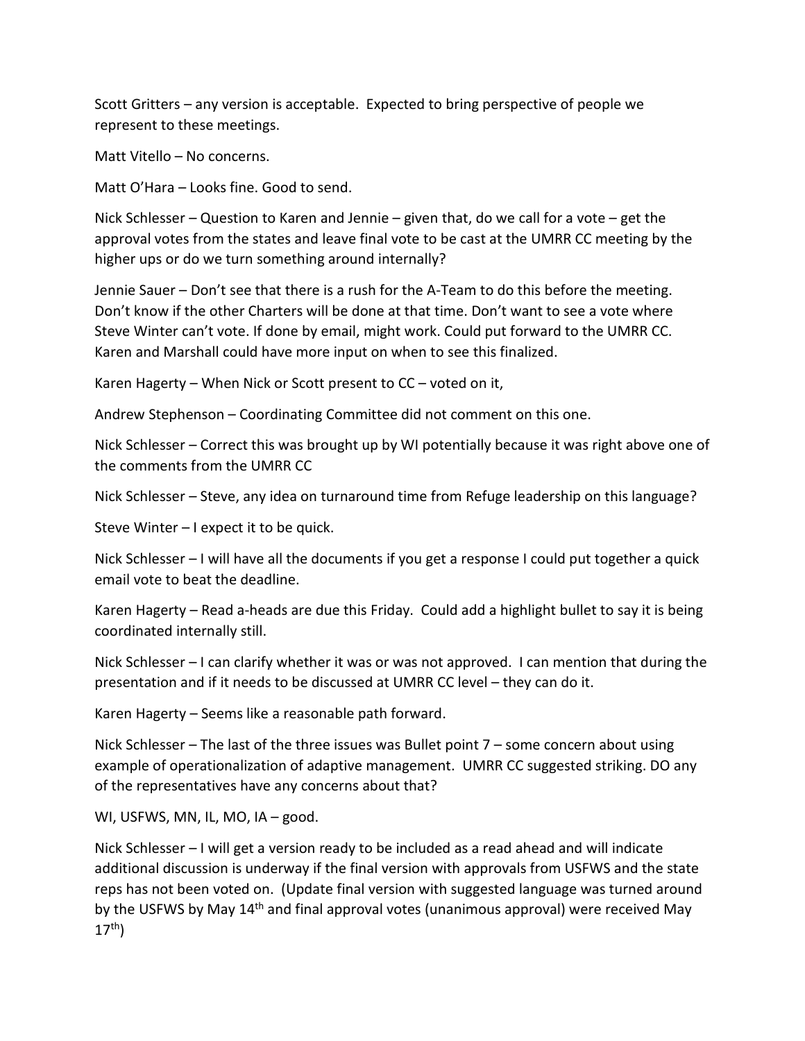Scott Gritters – any version is acceptable. Expected to bring perspective of people we represent to these meetings.

Matt Vitello – No concerns.

Matt O'Hara – Looks fine. Good to send.

Nick Schlesser – Question to Karen and Jennie – given that, do we call for a vote – get the approval votes from the states and leave final vote to be cast at the UMRR CC meeting by the higher ups or do we turn something around internally?

Jennie Sauer – Don't see that there is a rush for the A-Team to do this before the meeting. Don't know if the other Charters will be done at that time. Don't want to see a vote where Steve Winter can't vote. If done by email, might work. Could put forward to the UMRR CC. Karen and Marshall could have more input on when to see this finalized.

Karen Hagerty – When Nick or Scott present to CC – voted on it,

Andrew Stephenson – Coordinating Committee did not comment on this one.

Nick Schlesser – Correct this was brought up by WI potentially because it was right above one of the comments from the UMRR CC

Nick Schlesser – Steve, any idea on turnaround time from Refuge leadership on this language?

Steve Winter – I expect it to be quick.

Nick Schlesser – I will have all the documents if you get a response I could put together a quick email vote to beat the deadline.

Karen Hagerty – Read a-heads are due this Friday. Could add a highlight bullet to say it is being coordinated internally still.

Nick Schlesser – I can clarify whether it was or was not approved. I can mention that during the presentation and if it needs to be discussed at UMRR CC level – they can do it.

Karen Hagerty – Seems like a reasonable path forward.

Nick Schlesser – The last of the three issues was Bullet point 7 – some concern about using example of operationalization of adaptive management. UMRR CC suggested striking. DO any of the representatives have any concerns about that?

WI, USFWS, MN, IL, MO, IA – good.

Nick Schlesser – I will get a version ready to be included as a read ahead and will indicate additional discussion is underway if the final version with approvals from USFWS and the state reps has not been voted on. (Update final version with suggested language was turned around by the USFWS by May 14th and final approval votes (unanimous approval) were received May 17th)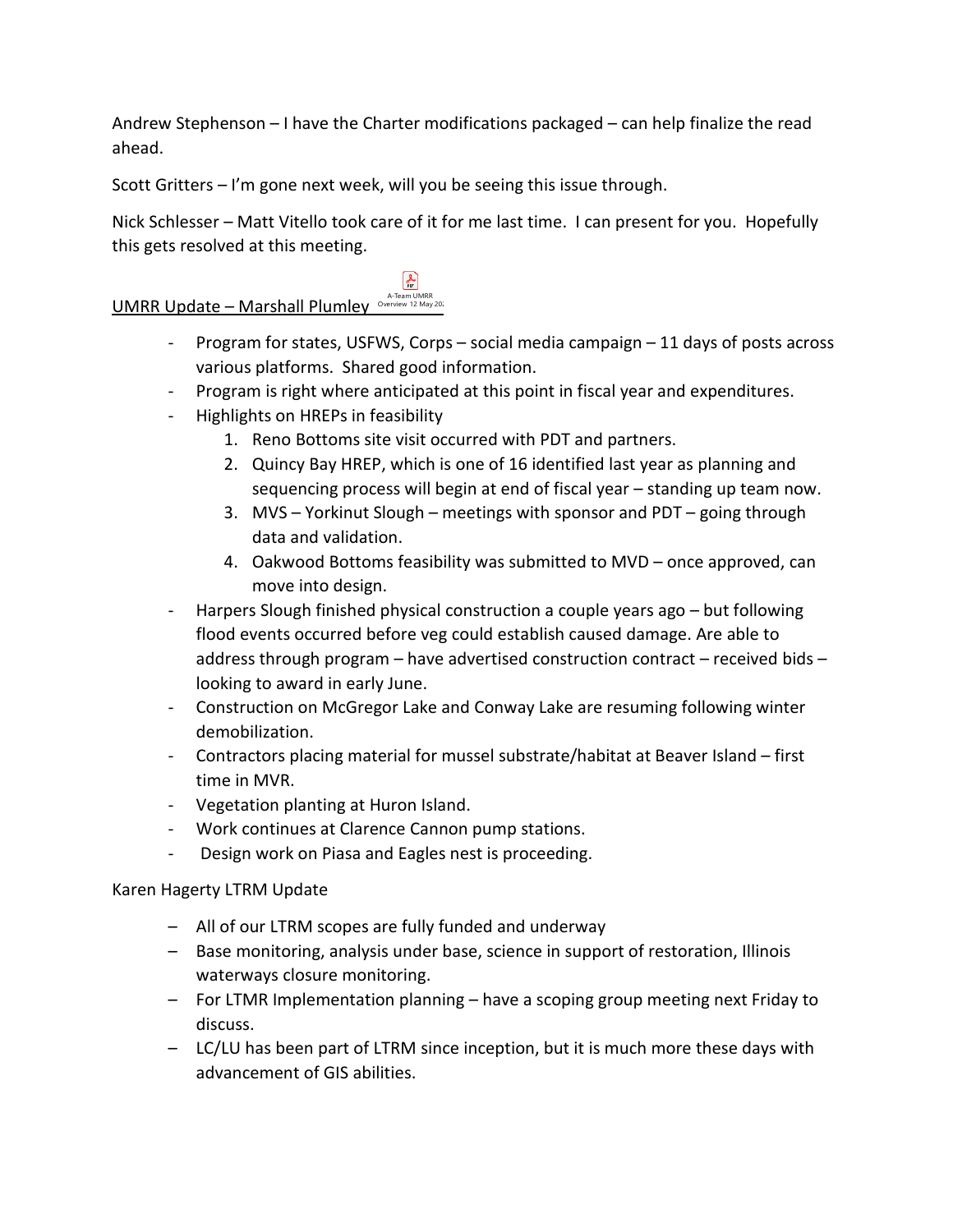Andrew Stephenson – I have the Charter modifications packaged – can help finalize the read ahead.

Scott Gritters – I'm gone next week, will you be seeing this issue through.

Nick Schlesser – Matt Vitello took care of it for me last time. I can present for you. Hopefully this gets resolved at this meeting.

UMRR Update – Marshall Plumley A-Team UMRR Overview 12 May 20

- Program for states, USFWS, Corps – social media campaign – 11 days of posts across various platforms. Shared good information.
- Program is right where anticipated at this point in fiscal year and expenditures.
- Highlights on HREPs in feasibility
  1. Reno Bottoms site visit occurred with PDT and partners.
  2. Quincy Bay HREP, which is one of 16 identified last year as planning and sequencing process will begin at end of fiscal year – standing up team now.
  3. MVS – Yorkinut Slough – meetings with sponsor and PDT – going through data and validation.
  4. Oakwood Bottoms feasibility was submitted to MVD – once approved, can move into design.
- Harpers Slough finished physical construction a couple years ago – but following flood events occurred before veg could establish caused damage. Are able to address through program – have advertised construction contract – received bids – looking to award in early June.
- Construction on McGregor Lake and Conway Lake are resuming following winter demobilization.
- Contractors placing material for mussel substrate/habitat at Beaver Island – first time in MVR.
- Vegetation planting at Huron Island.
- Work continues at Clarence Cannon pump stations.
- Design work on Piasa and Eagles nest is proceeding.

Karen Hagerty LTRM Update

- All of our LTRM scopes are fully funded and underway
- Base monitoring, analysis under base, science in support of restoration, Illinois waterways closure monitoring.
- For LTMR Implementation planning – have a scoping group meeting next Friday to discuss.
- LC/LU has been part of LTRM since inception, but it is much more these days with advancement of GIS abilities.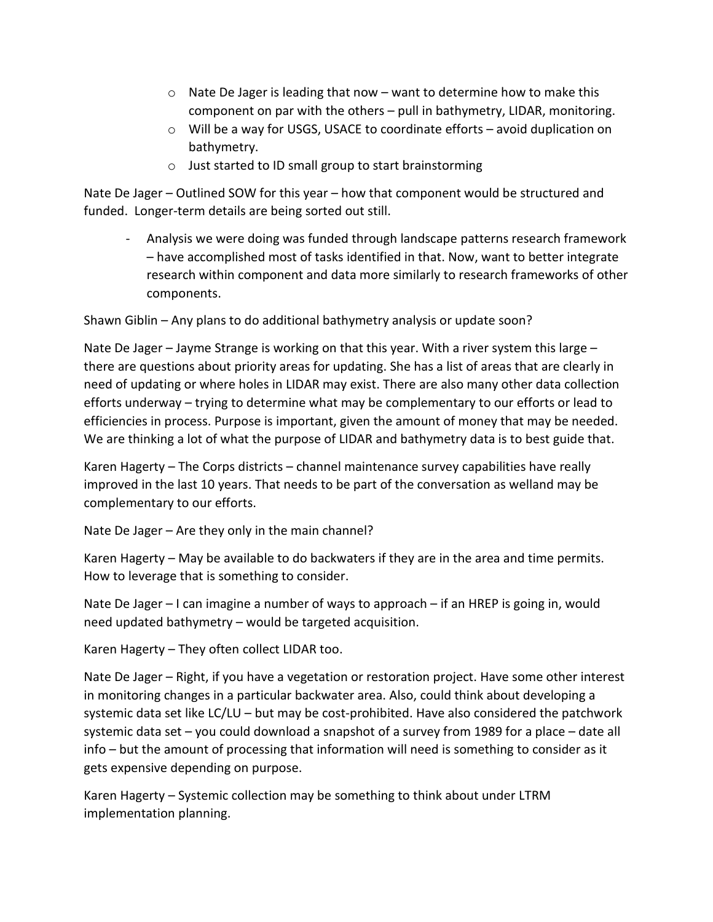- Nate De Jager is leading that now – want to determine how to make this component on par with the others – pull in bathymetry, LIDAR, monitoring.
  - Will be a way for USGS, USACE to coordinate efforts – avoid duplication on bathymetry.
  - Just started to ID small group to start brainstorming

Nate De Jager – Outlined SOW for this year – how that component would be structured and funded. Longer-term details are being sorted out still.

- Analysis we were doing was funded through landscape patterns research framework – have accomplished most of tasks identified in that. Now, want to better integrate research within component and data more similarly to research frameworks of other components.

Shawn Giblin – Any plans to do additional bathymetry analysis or update soon?

Nate De Jager – Jayme Strange is working on that this year. With a river system this large – there are questions about priority areas for updating. She has a list of areas that are clearly in need of updating or where holes in LIDAR may exist. There are also many other data collection efforts underway – trying to determine what may be complementary to our efforts or lead to efficiencies in process. Purpose is important, given the amount of money that may be needed. We are thinking a lot of what the purpose of LIDAR and bathymetry data is to best guide that.

Karen Hagerty – The Corps districts – channel maintenance survey capabilities have really improved in the last 10 years. That needs to be part of the conversation as welland may be complementary to our efforts.

Nate De Jager – Are they only in the main channel?

Karen Hagerty – May be available to do backwaters if they are in the area and time permits. How to leverage that is something to consider.

Nate De Jager – I can imagine a number of ways to approach – if an HREP is going in, would need updated bathymetry – would be targeted acquisition.

Karen Hagerty – They often collect LIDAR too.

Nate De Jager – Right, if you have a vegetation or restoration project. Have some other interest in monitoring changes in a particular backwater area. Also, could think about developing a systemic data set like LC/LU – but may be cost-prohibited. Have also considered the patchwork systemic data set – you could download a snapshot of a survey from 1989 for a place – date all info – but the amount of processing that information will need is something to consider as it gets expensive depending on purpose.

Karen Hagerty – Systemic collection may be something to think about under LTRM implementation planning.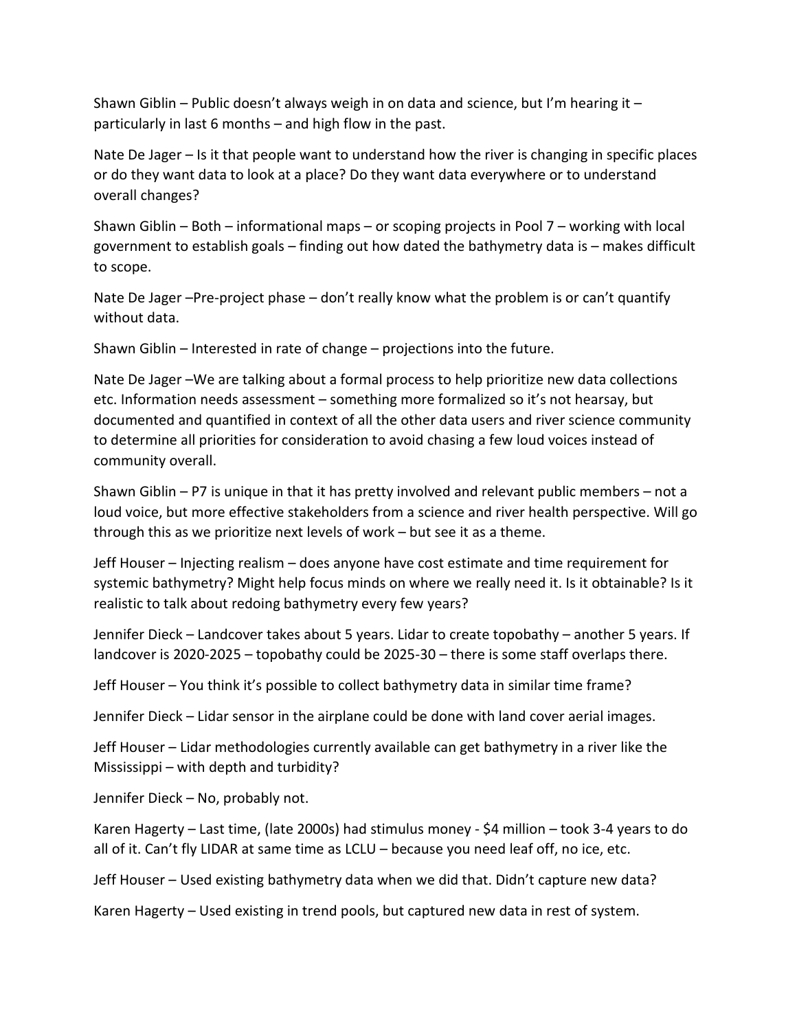Shawn Giblin – Public doesn't always weigh in on data and science, but I'm hearing it – particularly in last 6 months – and high flow in the past.

Nate De Jager – Is it that people want to understand how the river is changing in specific places or do they want data to look at a place? Do they want data everywhere or to understand overall changes?

Shawn Giblin – Both – informational maps – or scoping projects in Pool 7 – working with local government to establish goals – finding out how dated the bathymetry data is – makes difficult to scope.

Nate De Jager –Pre-project phase – don't really know what the problem is or can't quantify without data.

Shawn Giblin – Interested in rate of change – projections into the future.

Nate De Jager –We are talking about a formal process to help prioritize new data collections etc. Information needs assessment – something more formalized so it's not hearsay, but documented and quantified in context of all the other data users and river science community to determine all priorities for consideration to avoid chasing a few loud voices instead of community overall.

Shawn Giblin – P7 is unique in that it has pretty involved and relevant public members – not a loud voice, but more effective stakeholders from a science and river health perspective. Will go through this as we prioritize next levels of work – but see it as a theme.

Jeff Houser – Injecting realism – does anyone have cost estimate and time requirement for systemic bathymetry? Might help focus minds on where we really need it. Is it obtainable? Is it realistic to talk about redoing bathymetry every few years?

Jennifer Dieck – Landcover takes about 5 years. Lidar to create topobathy – another 5 years. If landcover is 2020-2025 – topobathy could be 2025-30 – there is some staff overlaps there.

Jeff Houser – You think it's possible to collect bathymetry data in similar time frame?

Jennifer Dieck – Lidar sensor in the airplane could be done with land cover aerial images.

Jeff Houser – Lidar methodologies currently available can get bathymetry in a river like the Mississippi – with depth and turbidity?

Jennifer Dieck – No, probably not.

Karen Hagerty – Last time, (late 2000s) had stimulus money - $4 million – took 3-4 years to do all of it. Can't fly LIDAR at same time as LCLU – because you need leaf off, no ice, etc.

Jeff Houser – Used existing bathymetry data when we did that. Didn't capture new data?

Karen Hagerty – Used existing in trend pools, but captured new data in rest of system.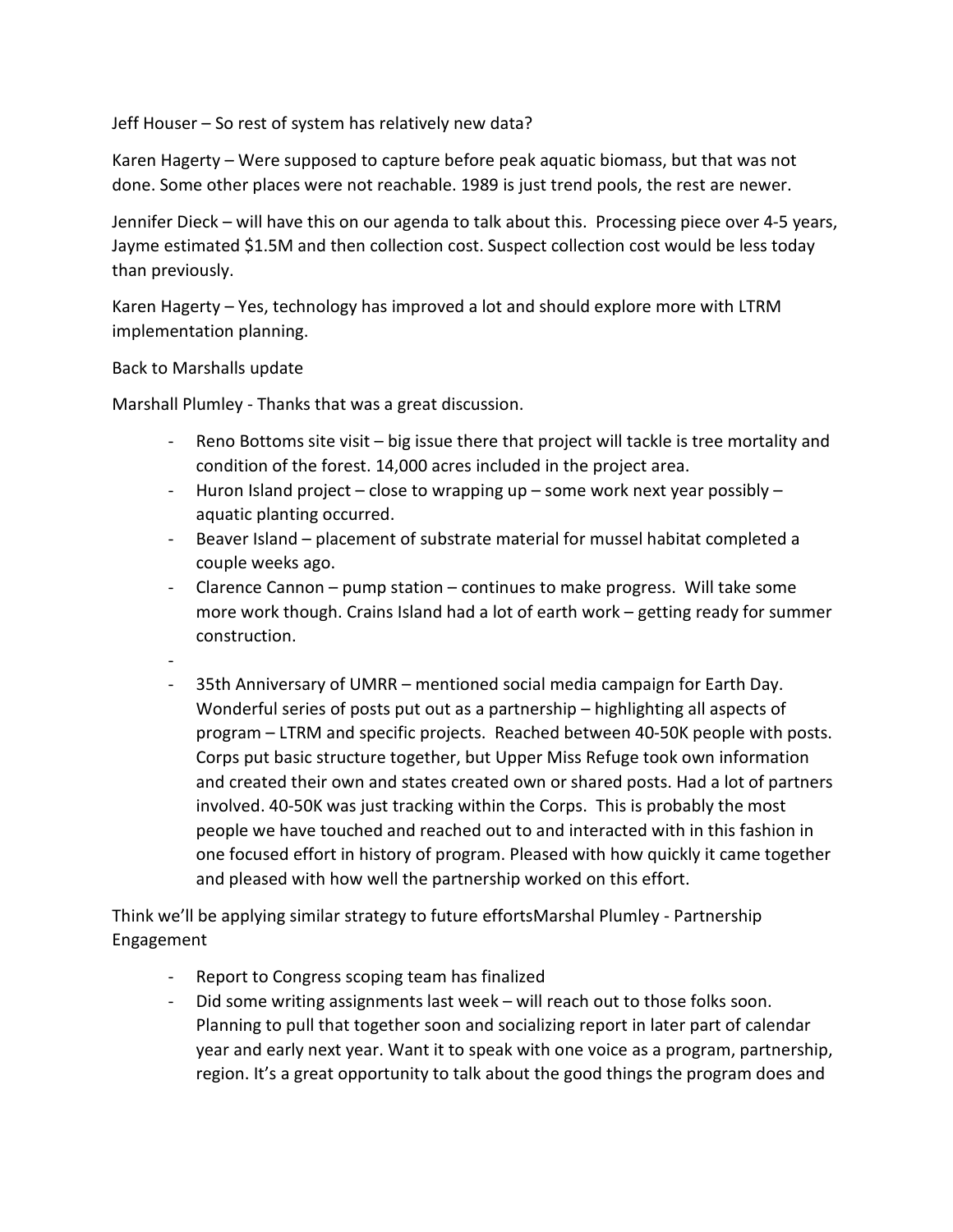Jeff Houser – So rest of system has relatively new data?

Karen Hagerty – Were supposed to capture before peak aquatic biomass, but that was not done. Some other places were not reachable. 1989 is just trend pools, the rest are newer.

Jennifer Dieck – will have this on our agenda to talk about this. Processing piece over 4-5 years, Jayme estimated $1.5M and then collection cost. Suspect collection cost would be less today than previously.

Karen Hagerty – Yes, technology has improved a lot and should explore more with LTRM implementation planning.

Back to Marshalls update

Marshall Plumley - Thanks that was a great discussion.

- Reno Bottoms site visit – big issue there that project will tackle is tree mortality and condition of the forest. 14,000 acres included in the project area.
- Huron Island project – close to wrapping up – some work next year possibly – aquatic planting occurred.
- Beaver Island – placement of substrate material for mussel habitat completed a couple weeks ago.
- Clarence Cannon – pump station – continues to make progress. Will take some more work though. Crains Island had a lot of earth work – getting ready for summer construction.
- 
- 35th Anniversary of UMRR – mentioned social media campaign for Earth Day. Wonderful series of posts put out as a partnership – highlighting all aspects of program – LTRM and specific projects. Reached between 40-50K people with posts. Corps put basic structure together, but Upper Miss Refuge took own information and created their own and states created own or shared posts. Had a lot of partners involved. 40-50K was just tracking within the Corps. This is probably the most people we have touched and reached out to and interacted with in this fashion in one focused effort in history of program. Pleased with how quickly it came together and pleased with how well the partnership worked on this effort.

Think we'll be applying similar strategy to future effortsMarshal Plumley - Partnership Engagement

- Report to Congress scoping team has finalized
- Did some writing assignments last week – will reach out to those folks soon. Planning to pull that together soon and socializing report in later part of calendar year and early next year. Want it to speak with one voice as a program, partnership, region. It's a great opportunity to talk about the good things the program does and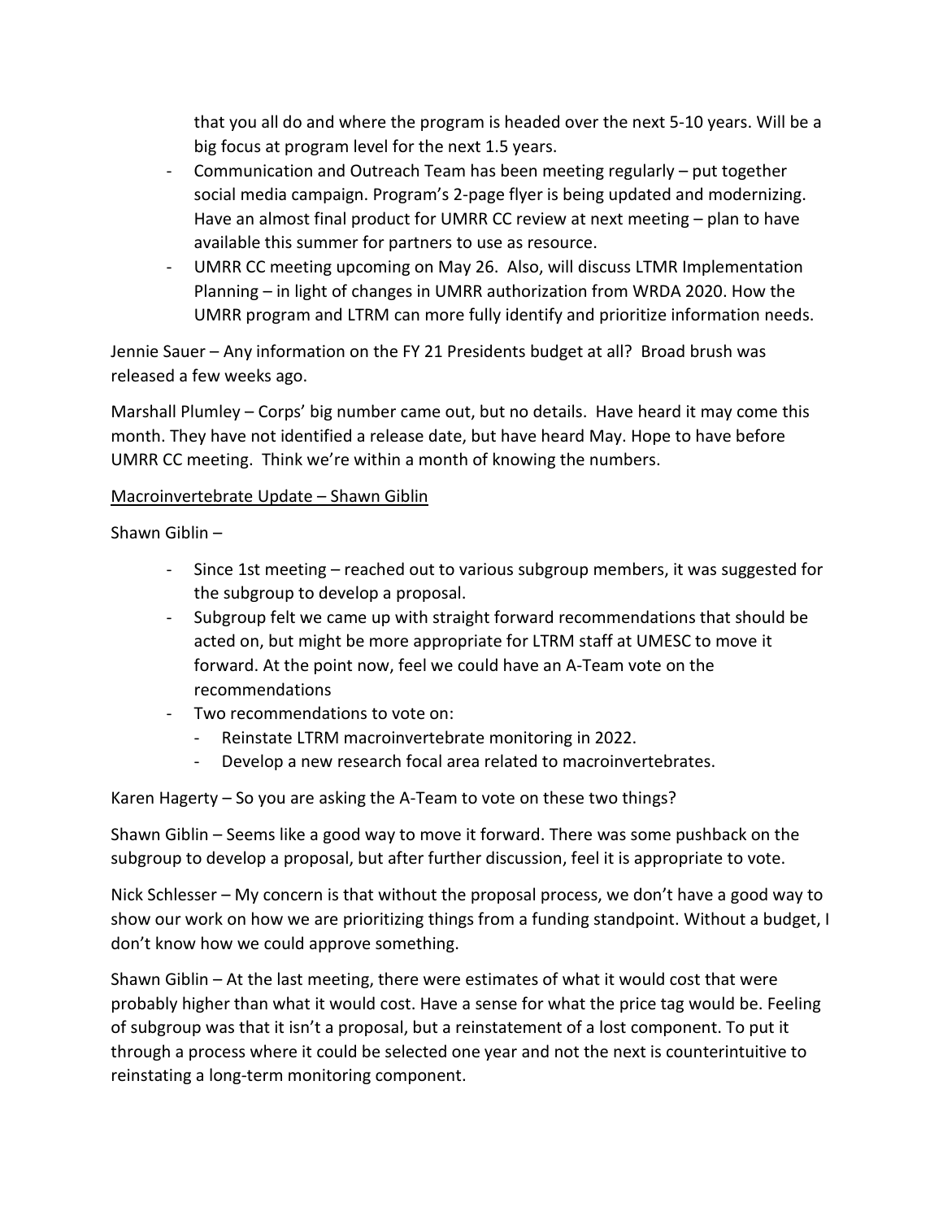that you all do and where the program is headed over the next 5-10 years. Will be a big focus at program level for the next 1.5 years.

- Communication and Outreach Team has been meeting regularly – put together social media campaign. Program's 2-page flyer is being updated and modernizing. Have an almost final product for UMRR CC review at next meeting – plan to have available this summer for partners to use as resource.
- UMRR CC meeting upcoming on May 26. Also, will discuss LTMR Implementation Planning – in light of changes in UMRR authorization from WRDA 2020. How the UMRR program and LTRM can more fully identify and prioritize information needs.

Jennie Sauer – Any information on the FY 21 Presidents budget at all? Broad brush was released a few weeks ago.

Marshall Plumley – Corps' big number came out, but no details. Have heard it may come this month. They have not identified a release date, but have heard May. Hope to have before UMRR CC meeting. Think we're within a month of knowing the numbers.

<u>Macroinvertebrate Update – Shawn Giblin</u>

Shawn Giblin –

- Since 1st meeting – reached out to various subgroup members, it was suggested for the subgroup to develop a proposal.
- Subgroup felt we came up with straight forward recommendations that should be acted on, but might be more appropriate for LTRM staff at UMESC to move it forward. At the point now, feel we could have an A-Team vote on the recommendations
- Two recommendations to vote on:
  - Reinstate LTRM macroinvertebrate monitoring in 2022.
  - Develop a new research focal area related to macroinvertebrates.

Karen Hagerty – So you are asking the A-Team to vote on these two things?

Shawn Giblin – Seems like a good way to move it forward. There was some pushback on the subgroup to develop a proposal, but after further discussion, feel it is appropriate to vote.

Nick Schlesser – My concern is that without the proposal process, we don't have a good way to show our work on how we are prioritizing things from a funding standpoint. Without a budget, I don't know how we could approve something.

Shawn Giblin – At the last meeting, there were estimates of what it would cost that were probably higher than what it would cost. Have a sense for what the price tag would be. Feeling of subgroup was that it isn't a proposal, but a reinstatement of a lost component. To put it through a process where it could be selected one year and not the next is counterintuitive to reinstating a long-term monitoring component.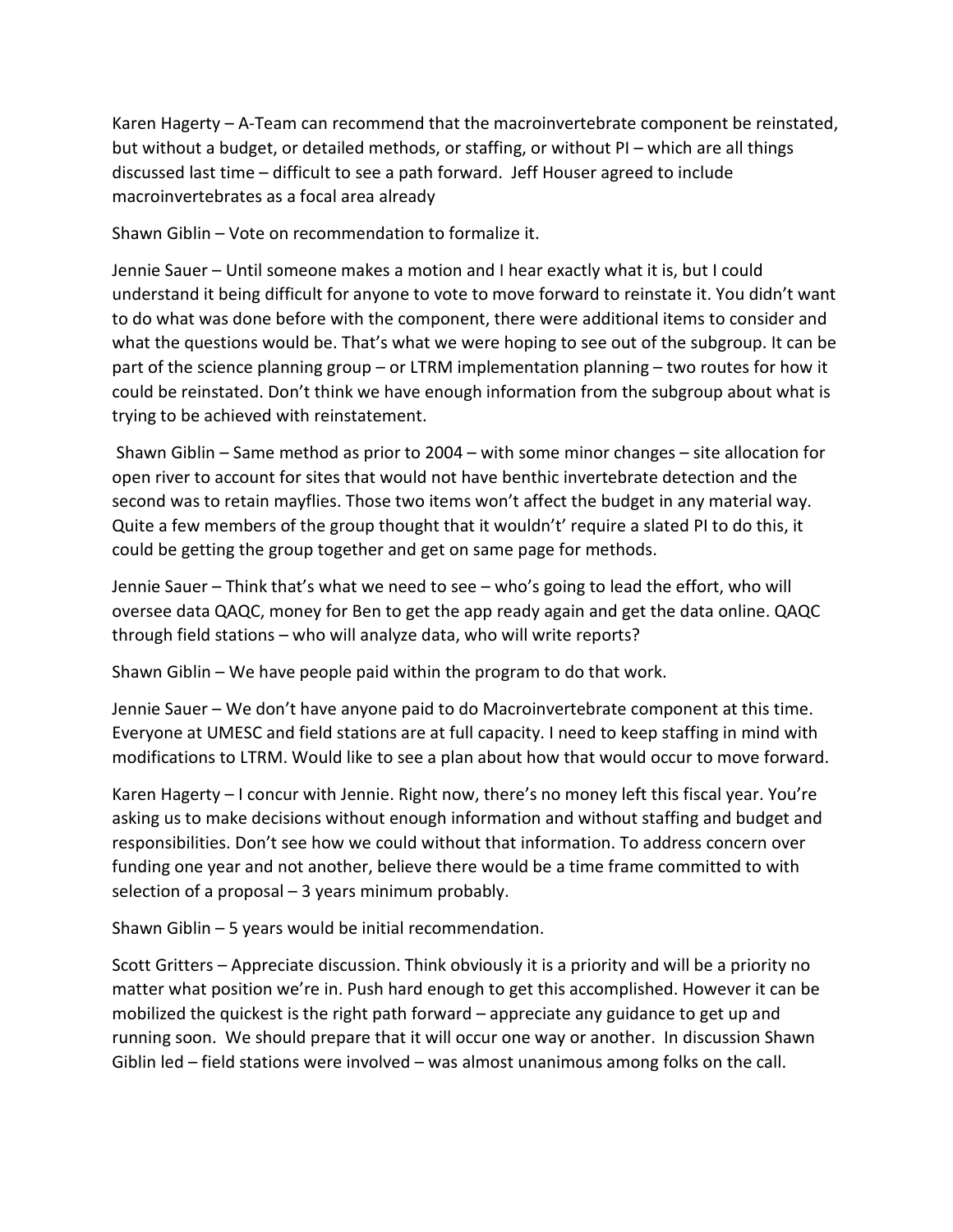Karen Hagerty – A-Team can recommend that the macroinvertebrate component be reinstated, but without a budget, or detailed methods, or staffing, or without PI – which are all things discussed last time – difficult to see a path forward. Jeff Houser agreed to include macroinvertebrates as a focal area already

Shawn Giblin – Vote on recommendation to formalize it.

Jennie Sauer – Until someone makes a motion and I hear exactly what it is, but I could understand it being difficult for anyone to vote to move forward to reinstate it. You didn't want to do what was done before with the component, there were additional items to consider and what the questions would be. That's what we were hoping to see out of the subgroup. It can be part of the science planning group – or LTRM implementation planning – two routes for how it could be reinstated. Don't think we have enough information from the subgroup about what is trying to be achieved with reinstatement.

Shawn Giblin – Same method as prior to 2004 – with some minor changes – site allocation for open river to account for sites that would not have benthic invertebrate detection and the second was to retain mayflies. Those two items won't affect the budget in any material way. Quite a few members of the group thought that it wouldn't' require a slated PI to do this, it could be getting the group together and get on same page for methods.

Jennie Sauer – Think that's what we need to see – who's going to lead the effort, who will oversee data QAQC, money for Ben to get the app ready again and get the data online. QAQC through field stations – who will analyze data, who will write reports?

Shawn Giblin – We have people paid within the program to do that work.

Jennie Sauer – We don't have anyone paid to do Macroinvertebrate component at this time. Everyone at UMESC and field stations are at full capacity. I need to keep staffing in mind with modifications to LTRM. Would like to see a plan about how that would occur to move forward.

Karen Hagerty – I concur with Jennie. Right now, there's no money left this fiscal year. You're asking us to make decisions without enough information and without staffing and budget and responsibilities. Don't see how we could without that information. To address concern over funding one year and not another, believe there would be a time frame committed to with selection of a proposal – 3 years minimum probably.

Shawn Giblin – 5 years would be initial recommendation.

Scott Gritters – Appreciate discussion. Think obviously it is a priority and will be a priority no matter what position we're in. Push hard enough to get this accomplished. However it can be mobilized the quickest is the right path forward – appreciate any guidance to get up and running soon. We should prepare that it will occur one way or another. In discussion Shawn Giblin led – field stations were involved – was almost unanimous among folks on the call.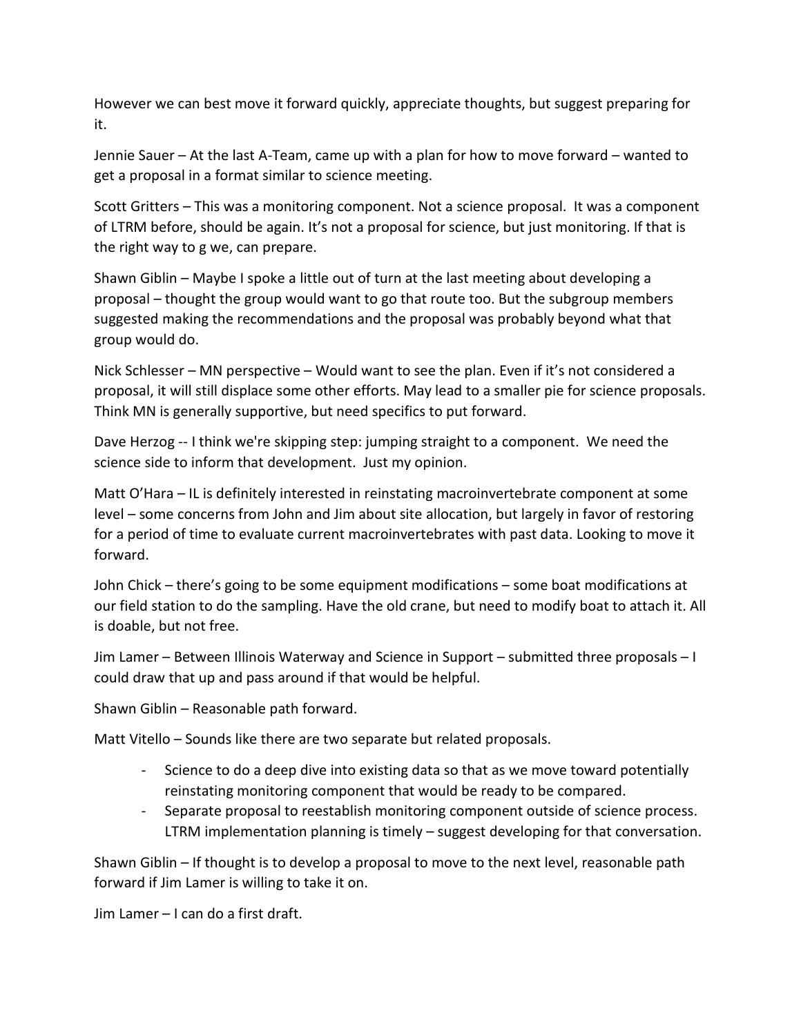However we can best move it forward quickly, appreciate thoughts, but suggest preparing for it.

Jennie Sauer – At the last A-Team, came up with a plan for how to move forward – wanted to get a proposal in a format similar to science meeting.

Scott Gritters – This was a monitoring component. Not a science proposal. It was a component of LTRM before, should be again. It's not a proposal for science, but just monitoring. If that is the right way to g we, can prepare.

Shawn Giblin – Maybe I spoke a little out of turn at the last meeting about developing a proposal – thought the group would want to go that route too. But the subgroup members suggested making the recommendations and the proposal was probably beyond what that group would do.

Nick Schlesser – MN perspective – Would want to see the plan. Even if it's not considered a proposal, it will still displace some other efforts. May lead to a smaller pie for science proposals. Think MN is generally supportive, but need specifics to put forward.

Dave Herzog -- I think we're skipping step: jumping straight to a component. We need the science side to inform that development. Just my opinion.

Matt O'Hara – IL is definitely interested in reinstating macroinvertebrate component at some level – some concerns from John and Jim about site allocation, but largely in favor of restoring for a period of time to evaluate current macroinvertebrates with past data. Looking to move it forward.

John Chick – there's going to be some equipment modifications – some boat modifications at our field station to do the sampling. Have the old crane, but need to modify boat to attach it. All is doable, but not free.

Jim Lamer – Between Illinois Waterway and Science in Support – submitted three proposals – I could draw that up and pass around if that would be helpful.

Shawn Giblin – Reasonable path forward.

Matt Vitello – Sounds like there are two separate but related proposals.

- Science to do a deep dive into existing data so that as we move toward potentially reinstating monitoring component that would be ready to be compared.
- Separate proposal to reestablish monitoring component outside of science process. LTRM implementation planning is timely – suggest developing for that conversation.

Shawn Giblin – If thought is to develop a proposal to move to the next level, reasonable path forward if Jim Lamer is willing to take it on.

Jim Lamer – I can do a first draft.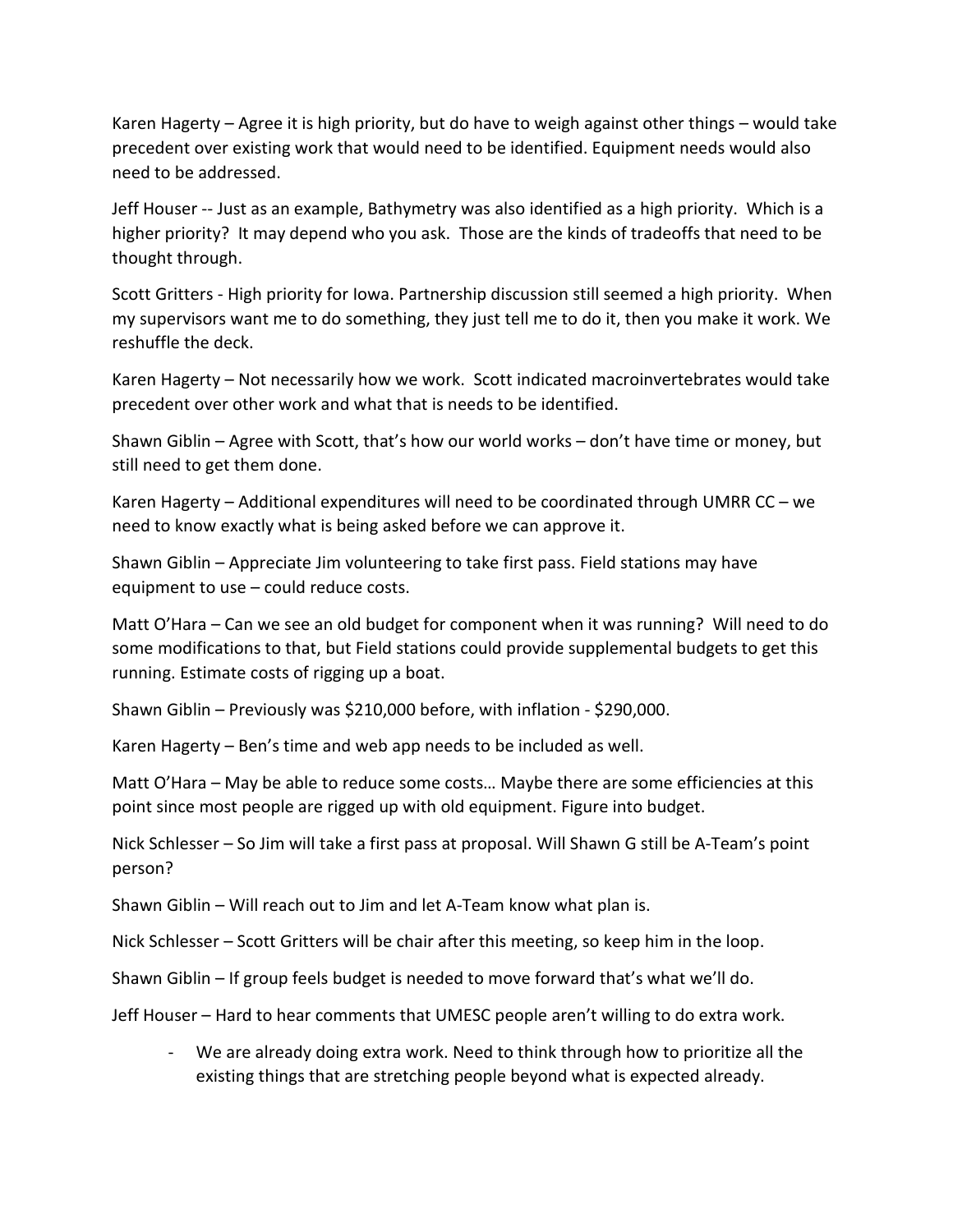Karen Hagerty – Agree it is high priority, but do have to weigh against other things – would take precedent over existing work that would need to be identified. Equipment needs would also need to be addressed.

Jeff Houser -- Just as an example, Bathymetry was also identified as a high priority. Which is a higher priority? It may depend who you ask. Those are the kinds of tradeoffs that need to be thought through.

Scott Gritters - High priority for Iowa. Partnership discussion still seemed a high priority. When my supervisors want me to do something, they just tell me to do it, then you make it work. We reshuffle the deck.

Karen Hagerty – Not necessarily how we work. Scott indicated macroinvertebrates would take precedent over other work and what that is needs to be identified.

Shawn Giblin – Agree with Scott, that's how our world works – don't have time or money, but still need to get them done.

Karen Hagerty – Additional expenditures will need to be coordinated through UMRR CC – we need to know exactly what is being asked before we can approve it.

Shawn Giblin – Appreciate Jim volunteering to take first pass. Field stations may have equipment to use – could reduce costs.

Matt O'Hara – Can we see an old budget for component when it was running? Will need to do some modifications to that, but Field stations could provide supplemental budgets to get this running. Estimate costs of rigging up a boat.

Shawn Giblin – Previously was $210,000 before, with inflation - $290,000.

Karen Hagerty – Ben's time and web app needs to be included as well.

Matt O'Hara – May be able to reduce some costs… Maybe there are some efficiencies at this point since most people are rigged up with old equipment. Figure into budget.

Nick Schlesser – So Jim will take a first pass at proposal. Will Shawn G still be A-Team's point person?

Shawn Giblin – Will reach out to Jim and let A-Team know what plan is.

Nick Schlesser – Scott Gritters will be chair after this meeting, so keep him in the loop.

Shawn Giblin – If group feels budget is needed to move forward that's what we'll do.

Jeff Houser – Hard to hear comments that UMESC people aren't willing to do extra work.

- We are already doing extra work. Need to think through how to prioritize all the existing things that are stretching people beyond what is expected already.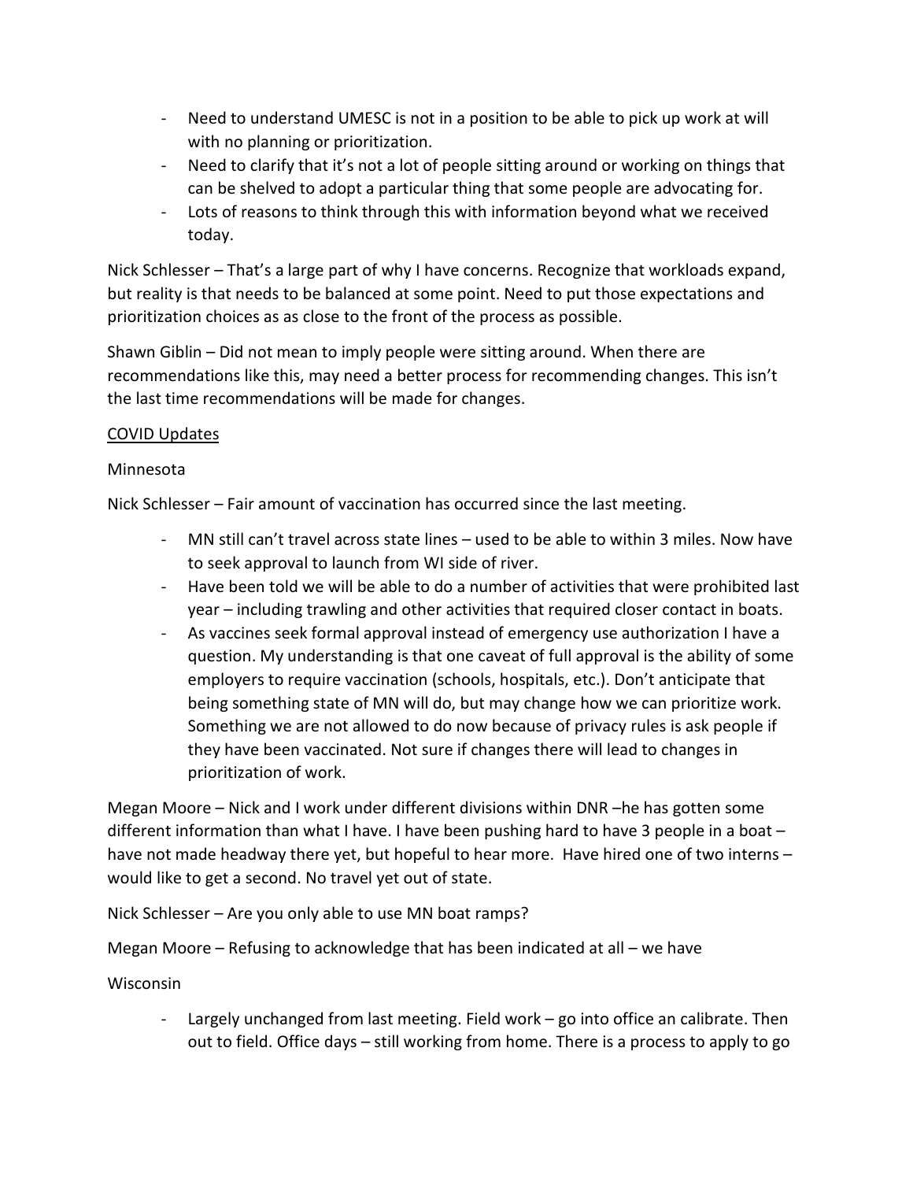- Need to understand UMESC is not in a position to be able to pick up work at will with no planning or prioritization.
- Need to clarify that it's not a lot of people sitting around or working on things that can be shelved to adopt a particular thing that some people are advocating for.
- Lots of reasons to think through this with information beyond what we received today.

Nick Schlesser – That's a large part of why I have concerns. Recognize that workloads expand, but reality is that needs to be balanced at some point. Need to put those expectations and prioritization choices as as close to the front of the process as possible.

Shawn Giblin – Did not mean to imply people were sitting around. When there are recommendations like this, may need a better process for recommending changes. This isn't the last time recommendations will be made for changes.

<u>COVID Updates</u>

Minnesota

Nick Schlesser – Fair amount of vaccination has occurred since the last meeting.

- MN still can't travel across state lines – used to be able to within 3 miles. Now have to seek approval to launch from WI side of river.
- Have been told we will be able to do a number of activities that were prohibited last year – including trawling and other activities that required closer contact in boats.
- As vaccines seek formal approval instead of emergency use authorization I have a question. My understanding is that one caveat of full approval is the ability of some employers to require vaccination (schools, hospitals, etc.). Don't anticipate that being something state of MN will do, but may change how we can prioritize work. Something we are not allowed to do now because of privacy rules is ask people if they have been vaccinated. Not sure if changes there will lead to changes in prioritization of work.

Megan Moore – Nick and I work under different divisions within DNR –he has gotten some different information than what I have. I have been pushing hard to have 3 people in a boat – have not made headway there yet, but hopeful to hear more. Have hired one of two interns – would like to get a second. No travel yet out of state.

Nick Schlesser – Are you only able to use MN boat ramps?

Megan Moore – Refusing to acknowledge that has been indicated at all – we have

Wisconsin

- Largely unchanged from last meeting. Field work – go into office an calibrate. Then out to field. Office days – still working from home. There is a process to apply to go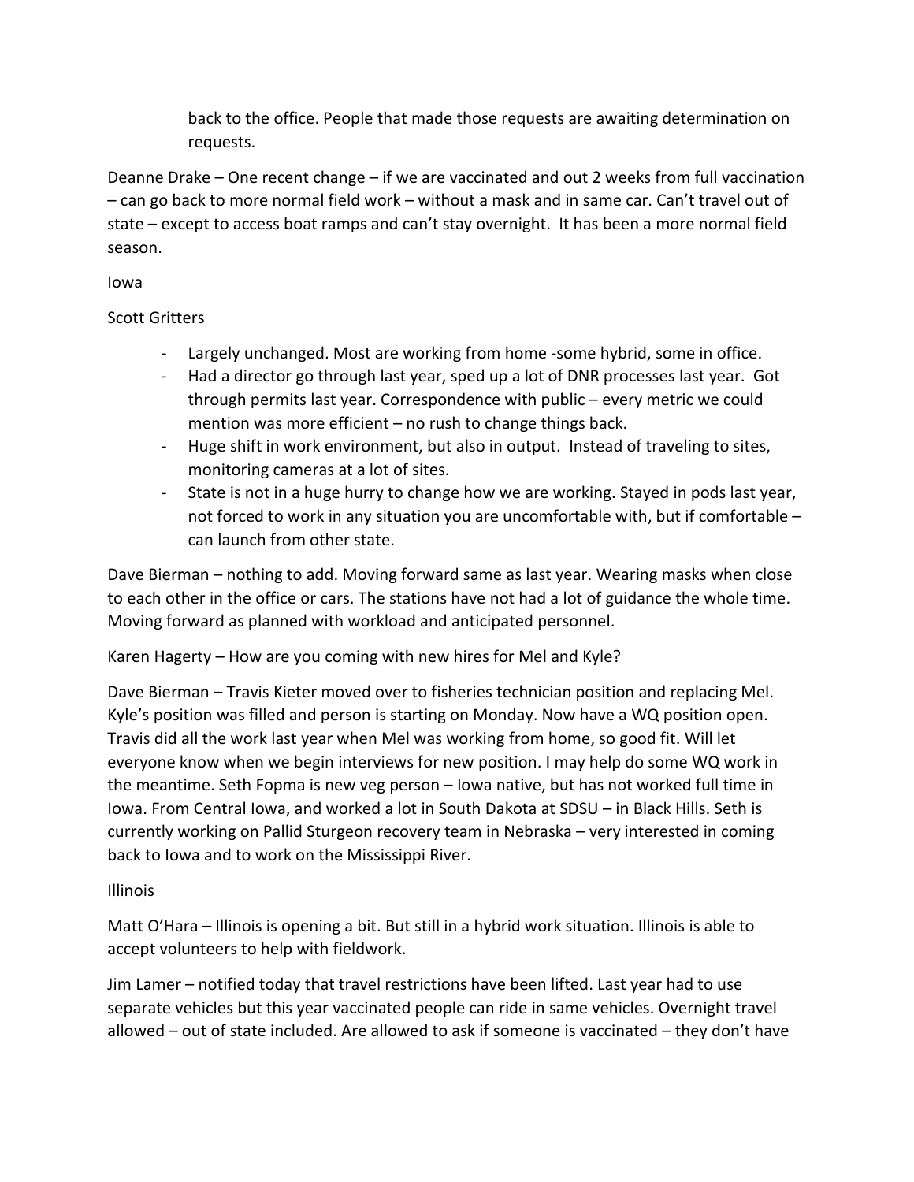back to the office. People that made those requests are awaiting determination on requests.

Deanne Drake – One recent change – if we are vaccinated and out 2 weeks from full vaccination – can go back to more normal field work – without a mask and in same car. Can't travel out of state – except to access boat ramps and can't stay overnight. It has been a more normal field season.

Iowa

Scott Gritters

- Largely unchanged. Most are working from home -some hybrid, some in office.
- Had a director go through last year, sped up a lot of DNR processes last year. Got through permits last year. Correspondence with public – every metric we could mention was more efficient – no rush to change things back.
- Huge shift in work environment, but also in output. Instead of traveling to sites, monitoring cameras at a lot of sites.
- State is not in a huge hurry to change how we are working. Stayed in pods last year, not forced to work in any situation you are uncomfortable with, but if comfortable – can launch from other state.

Dave Bierman – nothing to add. Moving forward same as last year. Wearing masks when close to each other in the office or cars. The stations have not had a lot of guidance the whole time. Moving forward as planned with workload and anticipated personnel.

Karen Hagerty – How are you coming with new hires for Mel and Kyle?

Dave Bierman – Travis Kieter moved over to fisheries technician position and replacing Mel. Kyle's position was filled and person is starting on Monday. Now have a WQ position open. Travis did all the work last year when Mel was working from home, so good fit. Will let everyone know when we begin interviews for new position. I may help do some WQ work in the meantime. Seth Fopma is new veg person – Iowa native, but has not worked full time in Iowa. From Central Iowa, and worked a lot in South Dakota at SDSU – in Black Hills. Seth is currently working on Pallid Sturgeon recovery team in Nebraska – very interested in coming back to Iowa and to work on the Mississippi River.

Illinois

Matt O'Hara – Illinois is opening a bit. But still in a hybrid work situation. Illinois is able to accept volunteers to help with fieldwork.

Jim Lamer – notified today that travel restrictions have been lifted. Last year had to use separate vehicles but this year vaccinated people can ride in same vehicles. Overnight travel allowed – out of state included. Are allowed to ask if someone is vaccinated – they don't have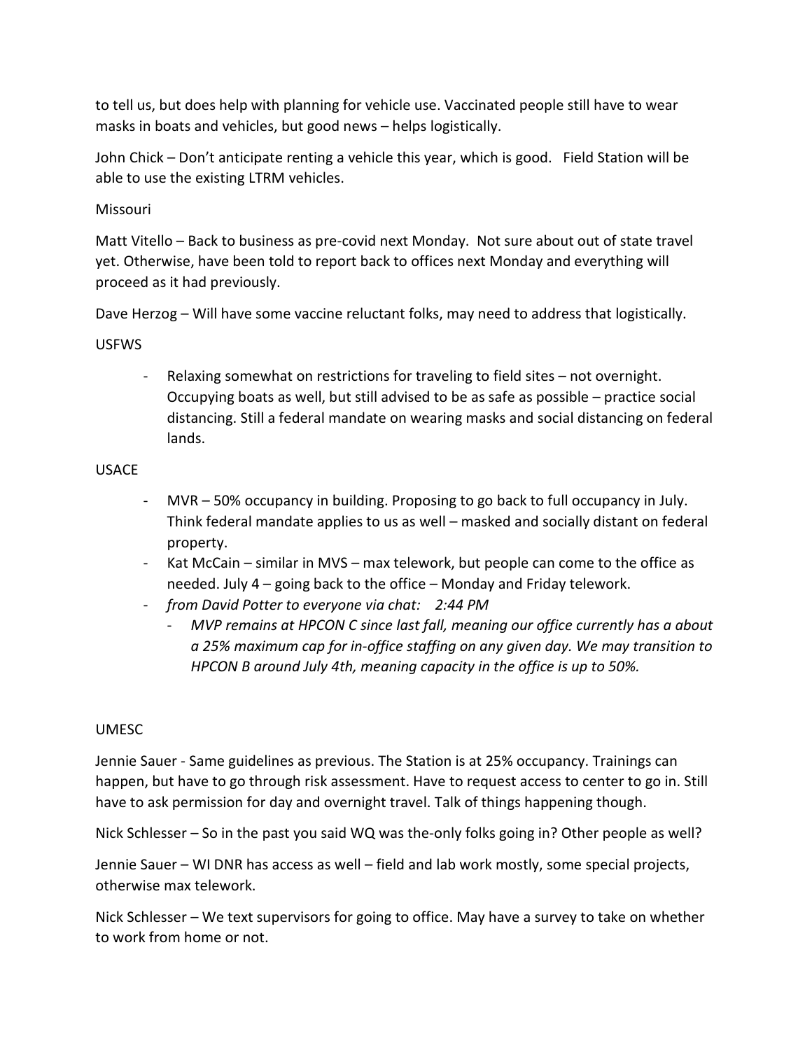to tell us, but does help with planning for vehicle use. Vaccinated people still have to wear masks in boats and vehicles, but good news – helps logistically.

John Chick – Don't anticipate renting a vehicle this year, which is good.   Field Station will be able to use the existing LTRM vehicles.

Missouri

Matt Vitello – Back to business as pre-covid next Monday.  Not sure about out of state travel yet. Otherwise, have been told to report back to offices next Monday and everything will proceed as it had previously.

Dave Herzog – Will have some vaccine reluctant folks, may need to address that logistically.

USFWS

- Relaxing somewhat on restrictions for traveling to field sites – not overnight. Occupying boats as well, but still advised to be as safe as possible – practice social distancing. Still a federal mandate on wearing masks and social distancing on federal lands.

USACE

- MVR – 50% occupancy in building. Proposing to go back to full occupancy in July. Think federal mandate applies to us as well – masked and socially distant on federal property.
- Kat McCain – similar in MVS – max telework, but people can come to the office as needed. July 4 – going back to the office – Monday and Friday telework.
- *from David Potter to everyone via chat:   2:44 PM*
    - *MVP remains at HPCON C since last fall, meaning our office currently has a about a 25% maximum cap for in-office staffing on any given day. We may transition to HPCON B around July 4th, meaning capacity in the office is up to 50%.*

UMESC

Jennie Sauer - Same guidelines as previous. The Station is at 25% occupancy. Trainings can happen, but have to go through risk assessment. Have to request access to center to go in. Still have to ask permission for day and overnight travel. Talk of things happening though.

Nick Schlesser – So in the past you said WQ was the-only folks going in? Other people as well?

Jennie Sauer – WI DNR has access as well – field and lab work mostly, some special projects, otherwise max telework.

Nick Schlesser – We text supervisors for going to office. May have a survey to take on whether to work from home or not.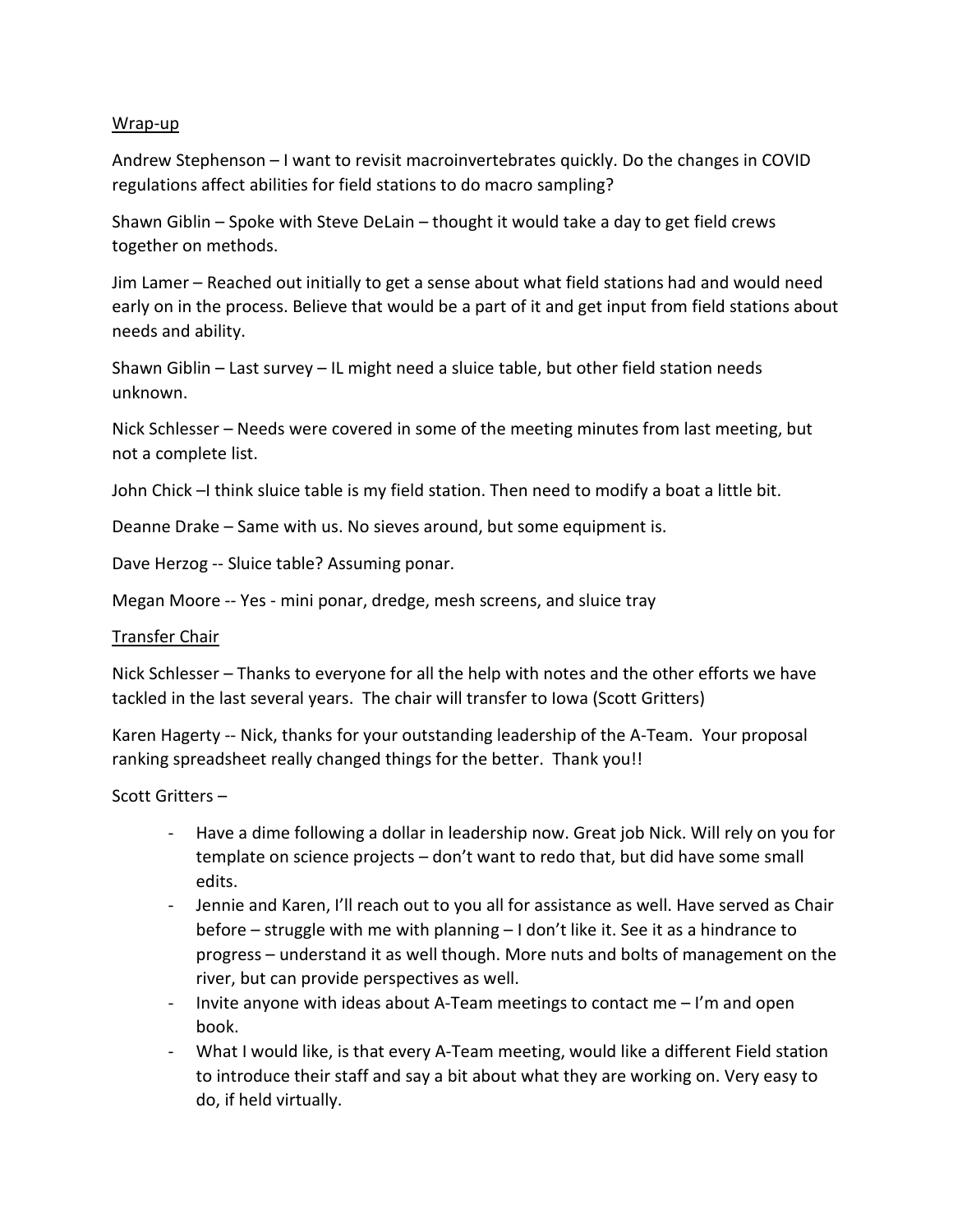Wrap-up

Andrew Stephenson – I want to revisit macroinvertebrates quickly. Do the changes in COVID regulations affect abilities for field stations to do macro sampling?

Shawn Giblin – Spoke with Steve DeLain – thought it would take a day to get field crews together on methods.

Jim Lamer – Reached out initially to get a sense about what field stations had and would need early on in the process. Believe that would be a part of it and get input from field stations about needs and ability.

Shawn Giblin – Last survey – IL might need a sluice table, but other field station needs unknown.

Nick Schlesser – Needs were covered in some of the meeting minutes from last meeting, but not a complete list.

John Chick –I think sluice table is my field station. Then need to modify a boat a little bit.

Deanne Drake – Same with us. No sieves around, but some equipment is.

Dave Herzog -- Sluice table? Assuming ponar.

Megan Moore -- Yes - mini ponar, dredge, mesh screens, and sluice tray

Transfer Chair

Nick Schlesser – Thanks to everyone for all the help with notes and the other efforts we have tackled in the last several years. The chair will transfer to Iowa (Scott Gritters)

Karen Hagerty -- Nick, thanks for your outstanding leadership of the A-Team. Your proposal ranking spreadsheet really changed things for the better. Thank you!!

Scott Gritters –

- Have a dime following a dollar in leadership now. Great job Nick. Will rely on you for template on science projects – don't want to redo that, but did have some small edits.
- Jennie and Karen, I'll reach out to you all for assistance as well. Have served as Chair before – struggle with me with planning – I don't like it. See it as a hindrance to progress – understand it as well though. More nuts and bolts of management on the river, but can provide perspectives as well.
- Invite anyone with ideas about A-Team meetings to contact me – I'm and open book.
- What I would like, is that every A-Team meeting, would like a different Field station to introduce their staff and say a bit about what they are working on. Very easy to do, if held virtually.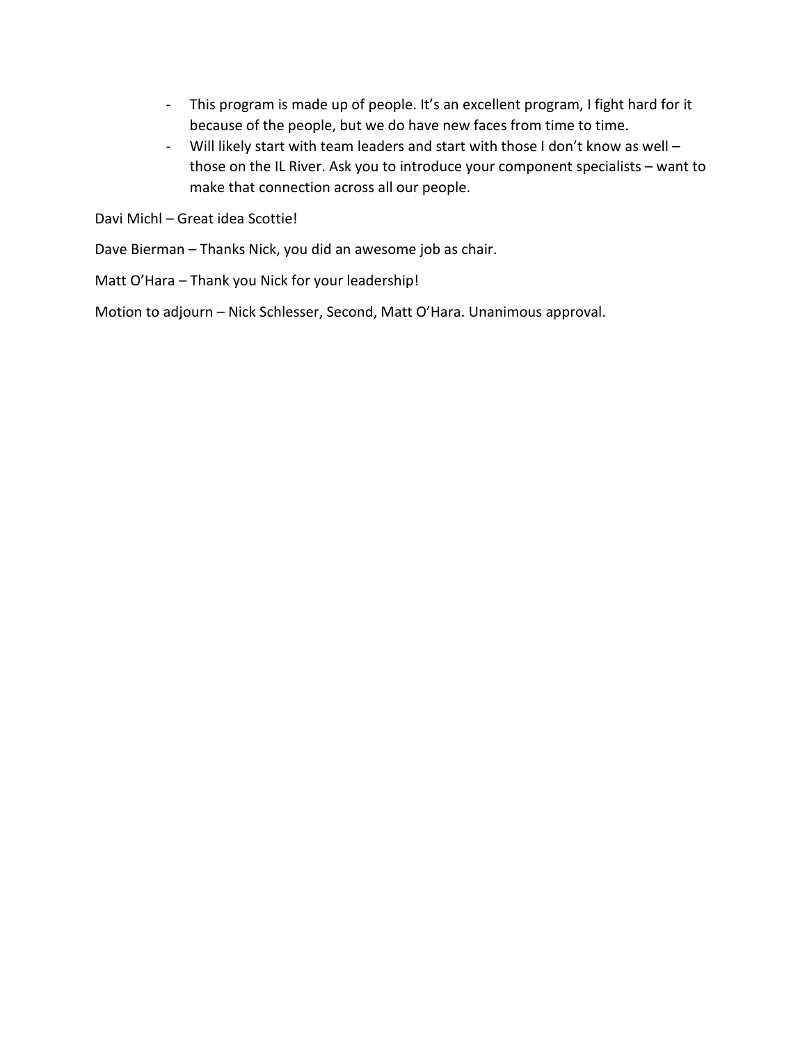- This program is made up of people. It's an excellent program, I fight hard for it because of the people, but we do have new faces from time to time.
- Will likely start with team leaders and start with those I don't know as well – those on the IL River. Ask you to introduce your component specialists – want to make that connection across all our people.

Davi Michl – Great idea Scottie!

Dave Bierman – Thanks Nick, you did an awesome job as chair.

Matt O'Hara – Thank you Nick for your leadership!

Motion to adjourn – Nick Schlesser, Second, Matt O'Hara. Unanimous approval.